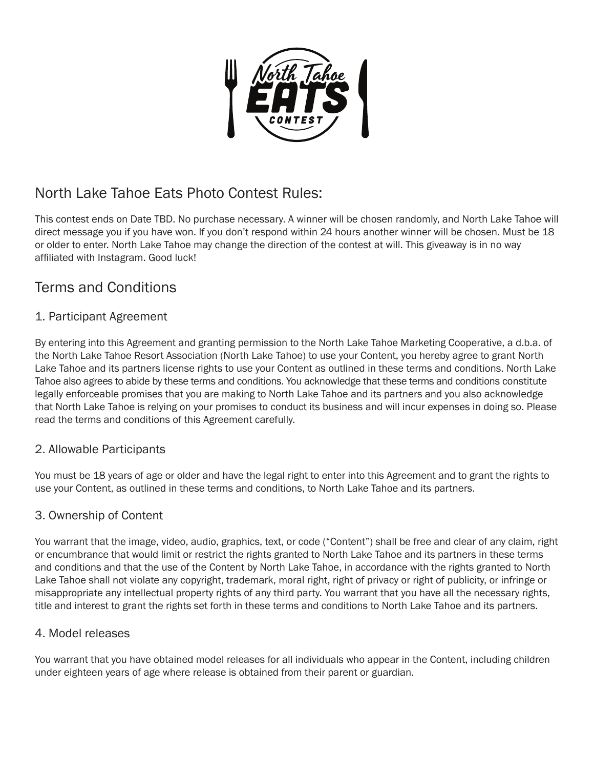## North Lake Tahoe Eats Photo Contest Rules:

This contest ends on Date TBD. No purchase necessary. A winner will be chosen randomly, and North Lake Tahoe will direct message you if you have won. If you don't respond within 24 hours another winner will be chosen. Must be 18 or older to enter. North Lake Tahoe may change the direction of the contest at will. This giveaway is in no way affiliated with Instagram. Good luck!

## Terms and Conditions

### 1. Participant Agreement

By entering into this Agreement and granting permission to the North Lake Tahoe Marketing Cooperative, a d.b.a. of the North Lake Tahoe Resort Association (North Lake Tahoe) to use your Content, you hereby agree to grant North Lake Tahoe and its partners license rights to use your Content as outlined in these terms and conditions. North Lake Tahoe also agrees to abide by these terms and conditions. You acknowledge that these terms and conditions constitute legally enforceable promises that you are making to North Lake Tahoe and its partners and you also acknowledge that North Lake Tahoe is relying on your promises to conduct its business and will incur expenses in doing so. Please read the terms and conditions of this Agreement carefully.

### 2. Allowable Participants

You must be 18 years of age or older and have the legal right to enter into this Agreement and to grant the rights to use your Content, as outlined in these terms and conditions, to North Lake Tahoe and its partners.

### 3. Ownership of Content

You warrant that the image, video, audio, graphics, text, or code ("Content") shall be free and clear of any claim, right or encumbrance that would limit or restrict the rights granted to North Lake Tahoe and its partners in these terms and conditions and that the use of the Content by North Lake Tahoe, in accordance with the rights granted to North Lake Tahoe shall not violate any copyright, trademark, moral right, right of privacy or right of publicity, or infringe or misappropriate any intellectual property rights of any third party. You warrant that you have all the necessary rights, title and interest to grant the rights set forth in these terms and conditions to North Lake Tahoe and its partners.

### 4. Model releases

You warrant that you have obtained model releases for all individuals who appear in the Content, including children under eighteen years of age where release is obtained from their parent or guardian.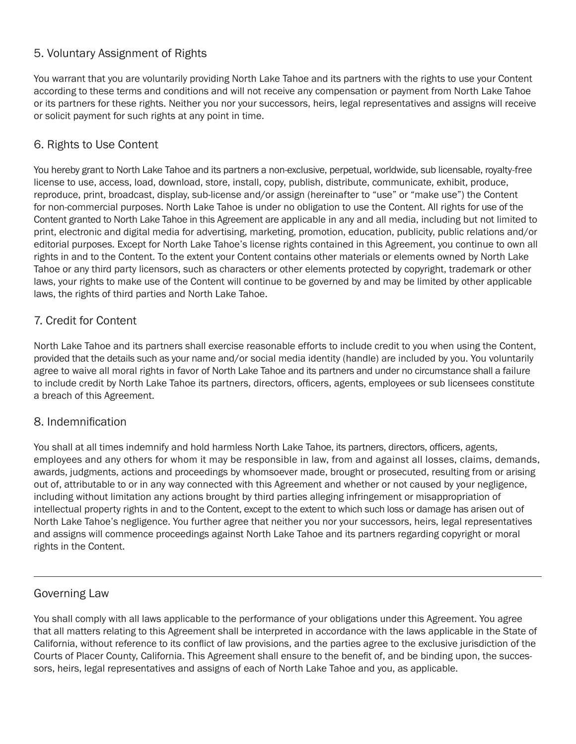## 5. Voluntary Assignment of Rights

You warrant that you are voluntarily providing North Lake Tahoe and its partners with the rights to use your Content according to these terms and conditions and will not receive any compensation or payment from North Lake Tahoe or its partners for these rights. Neither you nor your successors, heirs, legal representatives and assigns will receive or solicit payment for such rights at any point in time.

## 6. Rights to Use Content

You hereby grant to North Lake Tahoe and its partners a non-exclusive, perpetual, worldwide, sub licensable, royalty-free license to use, access, load, download, store, install, copy, publish, distribute, communicate, exhibit, produce, reproduce, print, broadcast, display, sub-license and/or assign (hereinafter to "use" or "make use") the Content for non-commercial purposes. North Lake Tahoe is under no obligation to use the Content. All rights for use of the Content granted to North Lake Tahoe in this Agreement are applicable in any and all media, including but not limited to print, electronic and digital media for advertising, marketing, promotion, education, publicity, public relations and/or editorial purposes. Except for North Lake Tahoe's license rights contained in this Agreement, you continue to own all rights in and to the Content. To the extent your Content contains other materials or elements owned by North Lake Tahoe or any third party licensors, such as characters or other elements protected by copyright, trademark or other laws, your rights to make use of the Content will continue to be governed by and may be limited by other applicable laws, the rights of third parties and North Lake Tahoe.

## 7. Credit for Content

North Lake Tahoe and its partners shall exercise reasonable efforts to include credit to you when using the Content, provided that the details such as your name and/or social media identity (handle) are included by you. You voluntarily agree to waive all moral rights in favor of North Lake Tahoe and its partners and under no circumstance shall a failure to include credit by North Lake Tahoe its partners, directors, officers, agents, employees or sub licensees constitute a breach of this Agreement.

## 8. Indemnification

You shall at all times indemnify and hold harmless North Lake Tahoe, its partners, directors, officers, agents, employees and any others for whom it may be responsible in law, from and against all losses, claims, demands, awards, judgments, actions and proceedings by whomsoever made, brought or prosecuted, resulting from or arising out of, attributable to or in any way connected with this Agreement and whether or not caused by your negligence, including without limitation any actions brought by third parties alleging infringement or misappropriation of intellectual property rights in and to the Content, except to the extent to which such loss or damage has arisen out of North Lake Tahoe's negligence. You further agree that neither you nor your successors, heirs, legal representatives and assigns will commence proceedings against North Lake Tahoe and its partners regarding copyright or moral rights in the Content.

---

## Governing Law

You shall comply with all laws applicable to the performance of your obligations under this Agreement. You agree that all matters relating to this Agreement shall be interpreted in accordance with the laws applicable in the State of California, without reference to its conflict of law provisions, and the parties agree to the exclusive jurisdiction of the Courts of Placer County, California. This Agreement shall ensure to the benefit of, and be binding upon, the successors, heirs, legal representatives and assigns of each of North Lake Tahoe and you, as applicable.